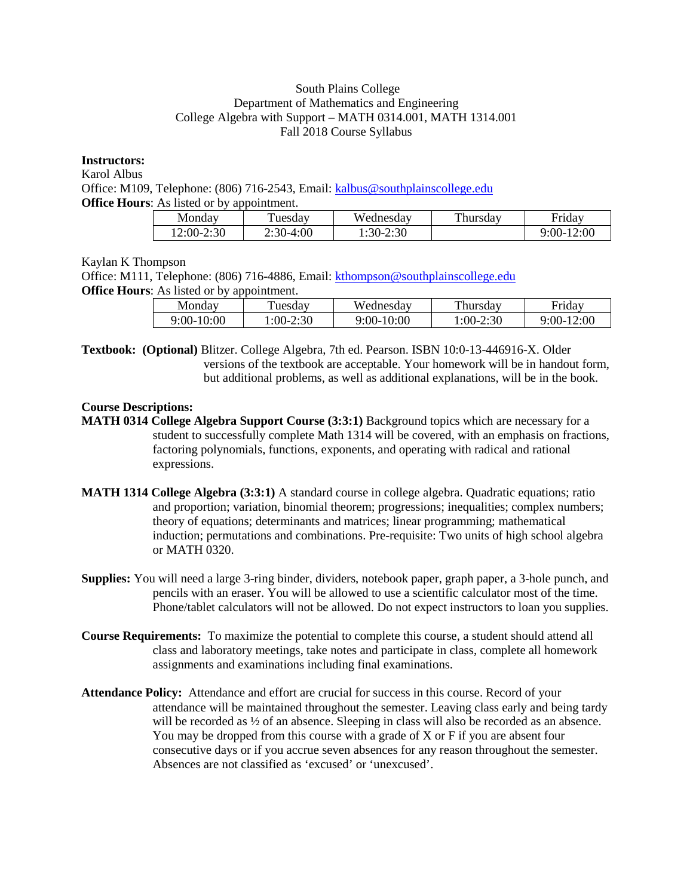South Plains College
Department of Mathematics and Engineering
College Algebra with Support – MATH 0314.001, MATH 1314.001
Fall 2018 Course Syllabus

**Instructors:**

Karol Albus
Office: M109, Telephone: (806) 716-2543, Email: kalbus@southplainscollege.edu
**Office Hours**: As listed or by appointment.

| Monday | Tuesday | Wednesday | Thursday | Friday |
|---|---|---|---|---|
| 12:00-2:30 | 2:30-4:00 | 1:30-2:30 | | 9:00-12:00 |

Kaylan K Thompson
Office: M111, Telephone: (806) 716-4886, Email: kthompson@southplainscollege.edu
**Office Hours**: As listed or by appointment.

| Monday | Tuesday | Wednesday | Thursday | Friday |
|---|---|---|---|---|
| 9:00-10:00 | 1:00-2:30 | 9:00-10:00 | 1:00-2:30 | 9:00-12:00 |

**Textbook: (Optional)** Blitzer. College Algebra, 7th ed. Pearson. ISBN 10:0-13-446916-X. Older versions of the textbook are acceptable. Your homework will be in handout form, but additional problems, as well as additional explanations, will be in the book.

**Course Descriptions:**

**MATH 0314 College Algebra Support Course (3:3:1)** Background topics which are necessary for a student to successfully complete Math 1314 will be covered, with an emphasis on fractions, factoring polynomials, functions, exponents, and operating with radical and rational expressions.

**MATH 1314 College Algebra (3:3:1)** A standard course in college algebra. Quadratic equations; ratio and proportion; variation, binomial theorem; progressions; inequalities; complex numbers; theory of equations; determinants and matrices; linear programming; mathematical induction; permutations and combinations. Pre-requisite: Two units of high school algebra or MATH 0320.

**Supplies:** You will need a large 3-ring binder, dividers, notebook paper, graph paper, a 3-hole punch, and pencils with an eraser. You will be allowed to use a scientific calculator most of the time. Phone/tablet calculators will not be allowed. Do not expect instructors to loan you supplies.

**Course Requirements:** To maximize the potential to complete this course, a student should attend all class and laboratory meetings, take notes and participate in class, complete all homework assignments and examinations including final examinations.

**Attendance Policy:** Attendance and effort are crucial for success in this course. Record of your attendance will be maintained throughout the semester. Leaving class early and being tardy will be recorded as ½ of an absence. Sleeping in class will also be recorded as an absence. You may be dropped from this course with a grade of X or F if you are absent four consecutive days or if you accrue seven absences for any reason throughout the semester. Absences are not classified as 'excused' or 'unexcused'.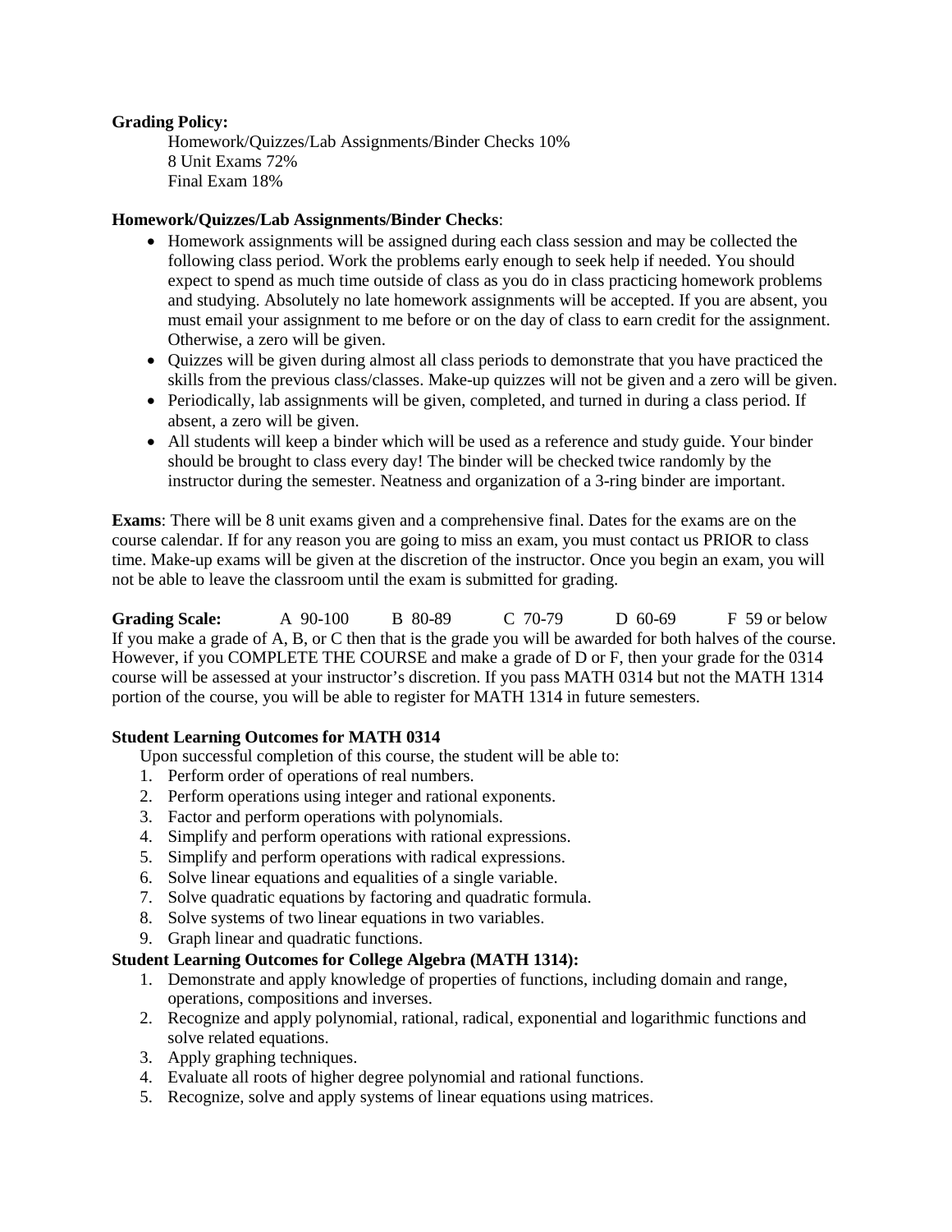**Grading Policy:**

Homework/Quizzes/Lab Assignments/Binder Checks 10%
8 Unit Exams 72%
Final Exam 18%

**Homework/Quizzes/Lab Assignments/Binder Checks**:

- Homework assignments will be assigned during each class session and may be collected the following class period. Work the problems early enough to seek help if needed. You should expect to spend as much time outside of class as you do in class practicing homework problems and studying. Absolutely no late homework assignments will be accepted. If you are absent, you must email your assignment to me before or on the day of class to earn credit for the assignment. Otherwise, a zero will be given.
- Quizzes will be given during almost all class periods to demonstrate that you have practiced the skills from the previous class/classes. Make-up quizzes will not be given and a zero will be given.
- Periodically, lab assignments will be given, completed, and turned in during a class period. If absent, a zero will be given.
- All students will keep a binder which will be used as a reference and study guide. Your binder should be brought to class every day! The binder will be checked twice randomly by the instructor during the semester. Neatness and organization of a 3-ring binder are important.

**Exams**: There will be 8 unit exams given and a comprehensive final. Dates for the exams are on the course calendar. If for any reason you are going to miss an exam, you must contact us PRIOR to class time. Make-up exams will be given at the discretion of the instructor. Once you begin an exam, you will not be able to leave the classroom until the exam is submitted for grading.

**Grading Scale:** A 90-100 B 80-89 C 70-79 D 60-69 F 59 or below

If you make a grade of A, B, or C then that is the grade you will be awarded for both halves of the course. However, if you COMPLETE THE COURSE and make a grade of D or F, then your grade for the 0314 course will be assessed at your instructor's discretion. If you pass MATH 0314 but not the MATH 1314 portion of the course, you will be able to register for MATH 1314 in future semesters.

**Student Learning Outcomes for MATH 0314**

Upon successful completion of this course, the student will be able to:

1. Perform order of operations of real numbers.
2. Perform operations using integer and rational exponents.
3. Factor and perform operations with polynomials.
4. Simplify and perform operations with rational expressions.
5. Simplify and perform operations with radical expressions.
6. Solve linear equations and equalities of a single variable.
7. Solve quadratic equations by factoring and quadratic formula.
8. Solve systems of two linear equations in two variables.
9. Graph linear and quadratic functions.

**Student Learning Outcomes for College Algebra (MATH 1314):**

1. Demonstrate and apply knowledge of properties of functions, including domain and range, operations, compositions and inverses.
2. Recognize and apply polynomial, rational, radical, exponential and logarithmic functions and solve related equations.
3. Apply graphing techniques.
4. Evaluate all roots of higher degree polynomial and rational functions.
5. Recognize, solve and apply systems of linear equations using matrices.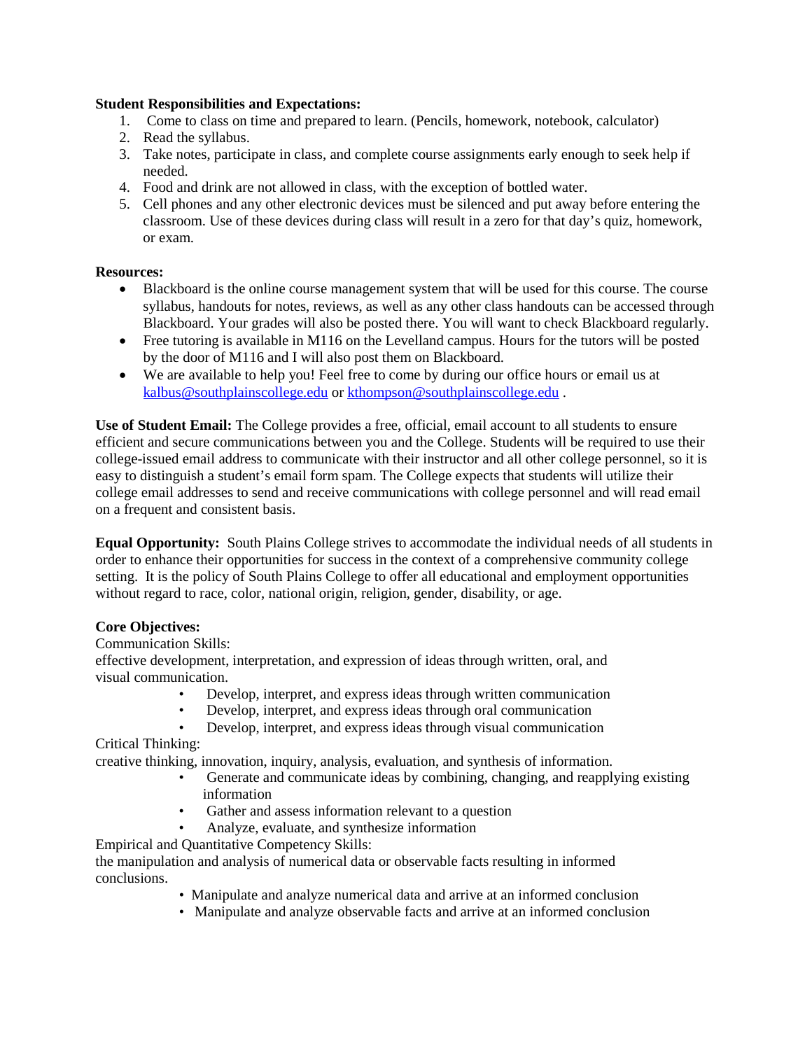**Student Responsibilities and Expectations:**

1. Come to class on time and prepared to learn. (Pencils, homework, notebook, calculator)
2. Read the syllabus.
3. Take notes, participate in class, and complete course assignments early enough to seek help if needed.
4. Food and drink are not allowed in class, with the exception of bottled water.
5. Cell phones and any other electronic devices must be silenced and put away before entering the classroom. Use of these devices during class will result in a zero for that day's quiz, homework, or exam.

**Resources:**

- Blackboard is the online course management system that will be used for this course. The course syllabus, handouts for notes, reviews, as well as any other class handouts can be accessed through Blackboard. Your grades will also be posted there. You will want to check Blackboard regularly.
- Free tutoring is available in M116 on the Levelland campus. Hours for the tutors will be posted by the door of M116 and I will also post them on Blackboard.
- We are available to help you! Feel free to come by during our office hours or email us at kalbus@southplainscollege.edu or kthompson@southplainscollege.edu .

**Use of Student Email:** The College provides a free, official, email account to all students to ensure efficient and secure communications between you and the College. Students will be required to use their college-issued email address to communicate with their instructor and all other college personnel, so it is easy to distinguish a student's email form spam. The College expects that students will utilize their college email addresses to send and receive communications with college personnel and will read email on a frequent and consistent basis.

**Equal Opportunity:** South Plains College strives to accommodate the individual needs of all students in order to enhance their opportunities for success in the context of a comprehensive community college setting. It is the policy of South Plains College to offer all educational and employment opportunities without regard to race, color, national origin, religion, gender, disability, or age.

**Core Objectives:**

Communication Skills:
effective development, interpretation, and expression of ideas through written, oral, and visual communication.

- Develop, interpret, and express ideas through written communication
- Develop, interpret, and express ideas through oral communication
- Develop, interpret, and express ideas through visual communication

Critical Thinking:
creative thinking, innovation, inquiry, analysis, evaluation, and synthesis of information.

- Generate and communicate ideas by combining, changing, and reapplying existing information
- Gather and assess information relevant to a question
- Analyze, evaluate, and synthesize information

Empirical and Quantitative Competency Skills:
the manipulation and analysis of numerical data or observable facts resulting in informed conclusions.

- Manipulate and analyze numerical data and arrive at an informed conclusion
- Manipulate and analyze observable facts and arrive at an informed conclusion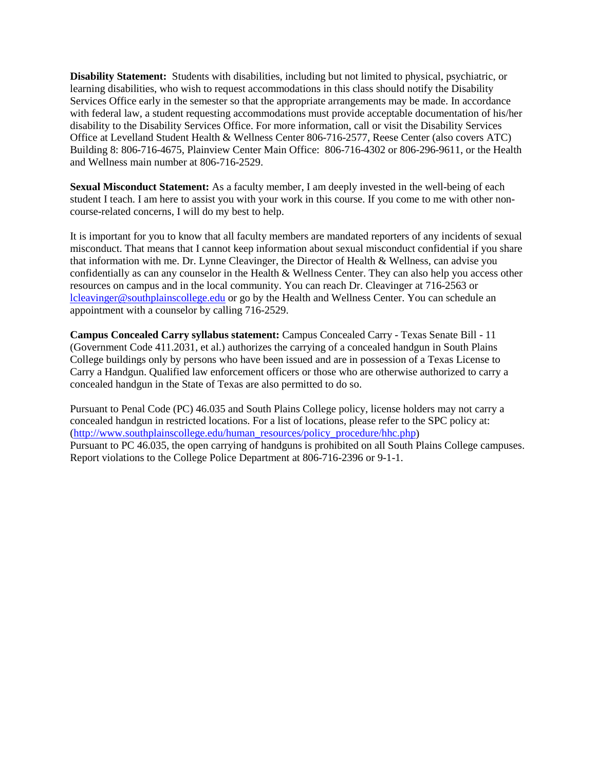**Disability Statement:** Students with disabilities, including but not limited to physical, psychiatric, or learning disabilities, who wish to request accommodations in this class should notify the Disability Services Office early in the semester so that the appropriate arrangements may be made. In accordance with federal law, a student requesting accommodations must provide acceptable documentation of his/her disability to the Disability Services Office. For more information, call or visit the Disability Services Office at Levelland Student Health & Wellness Center 806-716-2577, Reese Center (also covers ATC) Building 8: 806-716-4675, Plainview Center Main Office: 806-716-4302 or 806-296-9611, or the Health and Wellness main number at 806-716-2529.

**Sexual Misconduct Statement:** As a faculty member, I am deeply invested in the well-being of each student I teach. I am here to assist you with your work in this course. If you come to me with other non-course-related concerns, I will do my best to help.

It is important for you to know that all faculty members are mandated reporters of any incidents of sexual misconduct. That means that I cannot keep information about sexual misconduct confidential if you share that information with me. Dr. Lynne Cleavinger, the Director of Health & Wellness, can advise you confidentially as can any counselor in the Health & Wellness Center. They can also help you access other resources on campus and in the local community. You can reach Dr. Cleavinger at 716-2563 or lcleavinger@southplainscollege.edu or go by the Health and Wellness Center. You can schedule an appointment with a counselor by calling 716-2529.

**Campus Concealed Carry syllabus statement:** Campus Concealed Carry - Texas Senate Bill - 11 (Government Code 411.2031, et al.) authorizes the carrying of a concealed handgun in South Plains College buildings only by persons who have been issued and are in possession of a Texas License to Carry a Handgun. Qualified law enforcement officers or those who are otherwise authorized to carry a concealed handgun in the State of Texas are also permitted to do so.

Pursuant to Penal Code (PC) 46.035 and South Plains College policy, license holders may not carry a concealed handgun in restricted locations. For a list of locations, please refer to the SPC policy at: (http://www.southplainscollege.edu/human_resources/policy_procedure/hhc.php)
Pursuant to PC 46.035, the open carrying of handguns is prohibited on all South Plains College campuses. Report violations to the College Police Department at 806-716-2396 or 9-1-1.